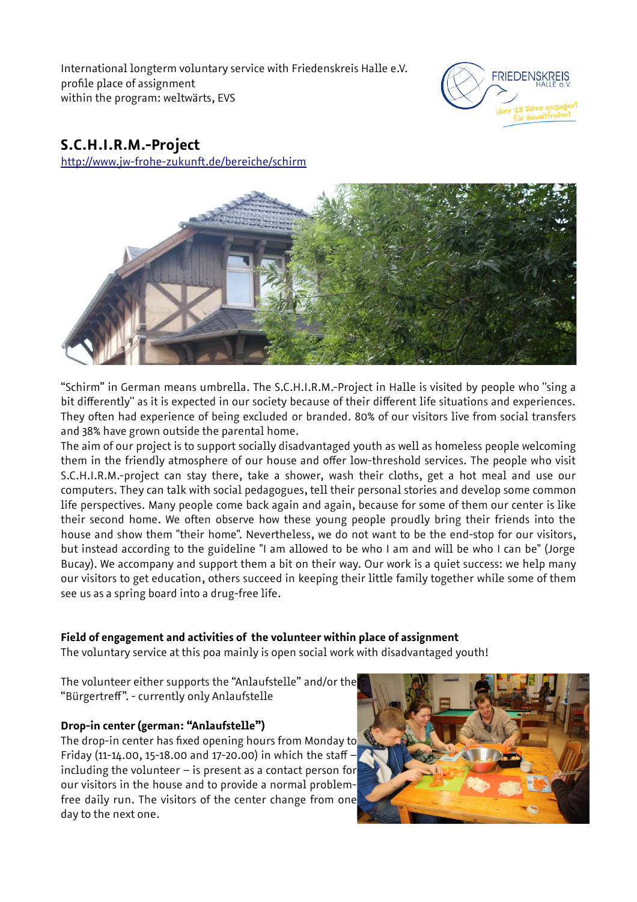International longterm voluntary service with Friedenskreis Halle e.V.
profile place of assignment
within the program: weltwärts, EVS

# S.C.H.I.R.M.-Project

http://www.jw-frohe-zukunft.de/bereiche/schirm

"Schirm" in German means umbrella. The S.C.H.I.R.M.-Project in Halle is visited by people who "sing a bit differently" as it is expected in our society because of their different life situations and experiences. They often had experience of being excluded or branded. 80% of our visitors live from social transfers and 38% have grown outside the parental home.
The aim of our project is to support socially disadvantaged youth as well as homeless people welcoming them in the friendly atmosphere of our house and offer low-threshold services. The people who visit S.C.H.I.R.M.-project can stay there, take a shower, wash their cloths, get a hot meal and use our computers. They can talk with social pedagogues, tell their personal stories and develop some common life perspectives. Many people come back again and again, because for some of them our center is like their second home. We often observe how these young people proudly bring their friends into the house and show them "their home". Nevertheless, we do not want to be the end-stop for our visitors, but instead according to the guideline "I am allowed to be who I am and will be who I can be" (Jorge Bucay). We accompany and support them a bit on their way. Our work is a quiet success: we help many our visitors to get education, others succeed in keeping their little family together while some of them see us as a spring board into a drug-free life.

**Field of engagement and activities of the volunteer within place of assignment**
The voluntary service at this poa mainly is open social work with disadvantaged youth!

The volunteer either supports the "Anlaufstelle" and/or the "Bürgertreff". - currently only Anlaufstelle

**Drop-in center (german: "Anlaufstelle")**
The drop-in center has fixed opening hours from Monday to Friday (11-14.00, 15-18.00 and 17-20.00) in which the staff – including the volunteer – is present as a contact person for our visitors in the house and to provide a normal problem-free daily run. The visitors of the center change from one day to the next one.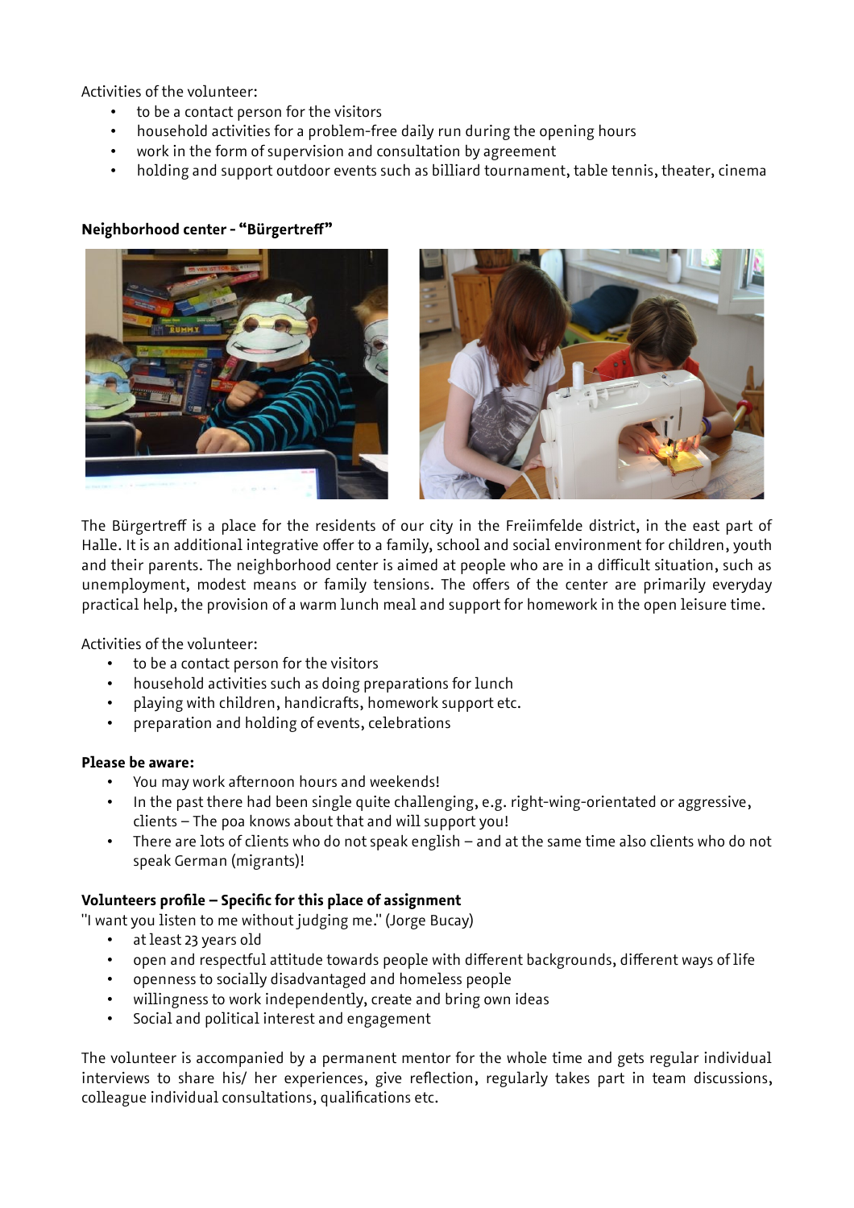Activities of the volunteer:

- to be a contact person for the visitors
- household activities for a problem-free daily run during the opening hours
- work in the form of supervision and consultation by agreement
- holding and support outdoor events such as billiard tournament, table tennis, theater, cinema

**Neighborhood center - "Bürgertreff"**

The Bürgertreff is a place for the residents of our city in the Freiimfelde district, in the east part of Halle. It is an additional integrative offer to a family, school and social environment for children, youth and their parents. The neighborhood center is aimed at people who are in a difficult situation, such as unemployment, modest means or family tensions. The offers of the center are primarily everyday practical help, the provision of a warm lunch meal and support for homework in the open leisure time.

Activities of the volunteer:

- to be a contact person for the visitors
- household activities such as doing preparations for lunch
- playing with children, handicrafts, homework support etc.
- preparation and holding of events, celebrations

**Please be aware:**

- You may work afternoon hours and weekends!
- In the past there had been single quite challenging, e.g. right-wing-orientated or aggressive, clients – The poa knows about that and will support you!
- There are lots of clients who do not speak english – and at the same time also clients who do not speak German (migrants)!

**Volunteers profile – Specific for this place of assignment**

"I want you listen to me without judging me." (Jorge Bucay)

- at least 23 years old
- open and respectful attitude towards people with different backgrounds, different ways of life
- openness to socially disadvantaged and homeless people
- willingness to work independently, create and bring own ideas
- Social and political interest and engagement

The volunteer is accompanied by a permanent mentor for the whole time and gets regular individual interviews to share his/ her experiences, give reflection, regularly takes part in team discussions, colleague individual consultations, qualifications etc.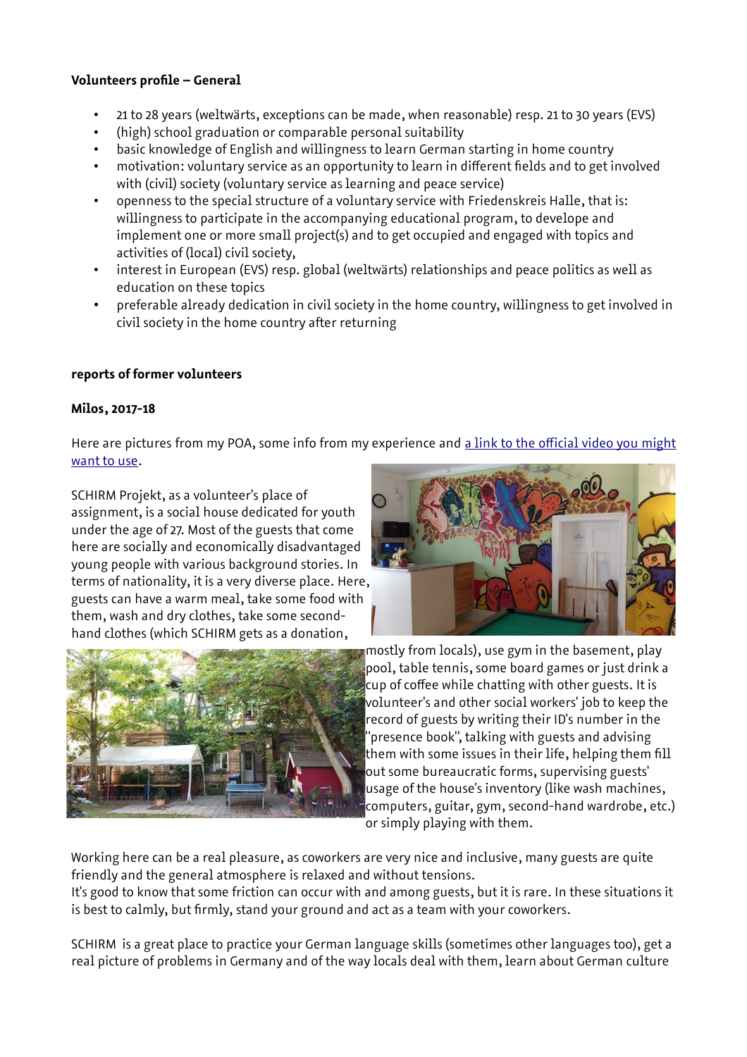**Volunteers profile – General**

- 21 to 28 years (weltwärts, exceptions can be made, when reasonable) resp. 21 to 30 years (EVS)
- (high) school graduation or comparable personal suitability
- basic knowledge of English and willingness to learn German starting in home country
- motivation: voluntary service as an opportunity to learn in different fields and to get involved with (civil) society (voluntary service as learning and peace service)
- openness to the special structure of a voluntary service with Friedenskreis Halle, that is: willingness to participate in the accompanying educational program, to develope and implement one or more small project(s) and to get occupied and engaged with topics and activities of (local) civil society,
- interest in European (EVS) resp. global (weltwärts) relationships and peace politics as well as education on these topics
- preferable already dedication in civil society in the home country, willingness to get involved in civil society in the home country after returning

**reports of former volunteers**

**Milos, 2017-18**

Here are pictures from my POA, some info from my experience and [a link to the official video you might want to use]().

SCHIRM Projekt, as a volunteer's place of assignment, is a social house dedicated for youth under the age of 27. Most of the guests that come here are socially and economically disadvantaged young people with various background stories. In terms of nationality, it is a very diverse place. Here, guests can have a warm meal, take some food with them, wash and dry clothes, take some second-hand clothes (which SCHIRM gets as a donation, mostly from locals), use gym in the basement, play pool, table tennis, some board games or just drink a cup of coffee while chatting with other guests. It is volunteer's and other social workers' job to keep the record of guests by writing their ID's number in the "presence book", talking with guests and advising them with some issues in their life, helping them fill out some bureaucratic forms, supervising guests' usage of the house's inventory (like wash machines, computers, guitar, gym, second-hand wardrobe, etc.) or simply playing with them.

Working here can be a real pleasure, as coworkers are very nice and inclusive, many guests are quite friendly and the general atmosphere is relaxed and without tensions.
It's good to know that some friction can occur with and among guests, but it is rare. In these situations it is best to calmly, but firmly, stand your ground and act as a team with your coworkers.

SCHIRM is a great place to practice your German language skills (sometimes other languages too), get a real picture of problems in Germany and of the way locals deal with them, learn about German culture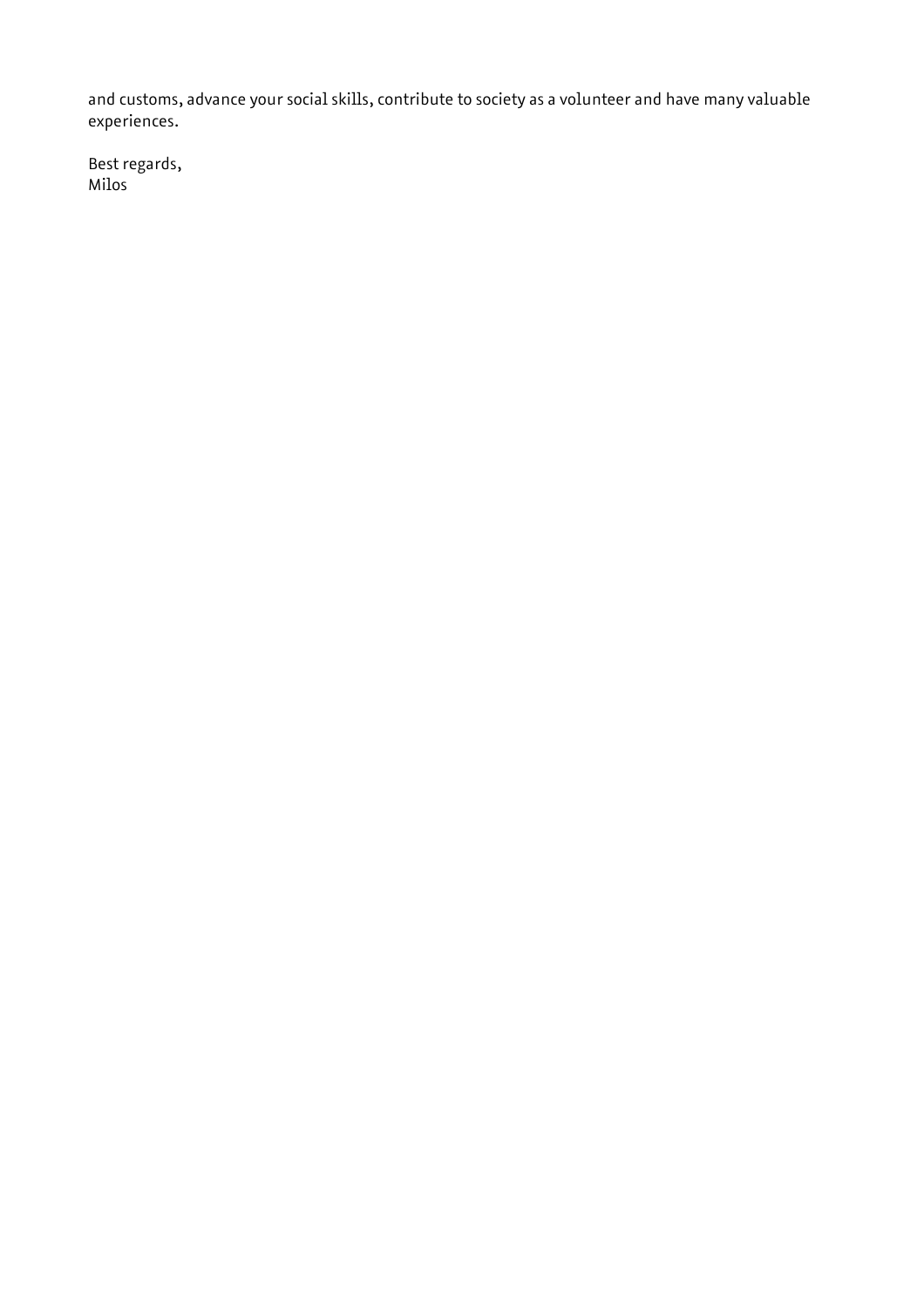and customs, advance your social skills, contribute to society as a volunteer and have many valuable experiences.

Best regards,
Milos